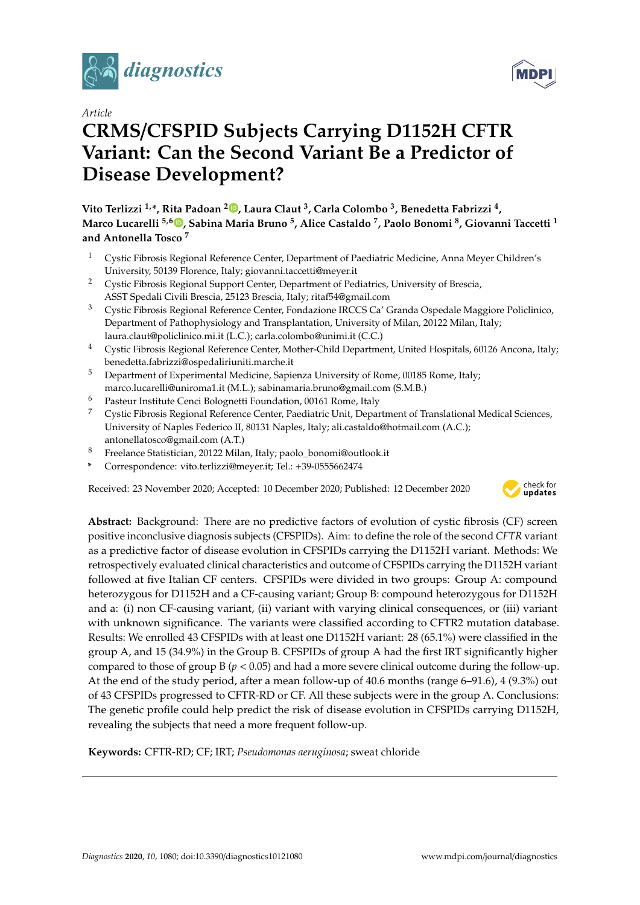*Article*

# CRMS/CFSPID Subjects Carrying D1152H CFTR Variant: Can the Second Variant Be a Predictor of Disease Development?

**Vito Terlizzi [1,*], Rita Padoan [2], Laura Claut [3], Carla Colombo [3], Benedetta Fabrizzi [4], Marco Lucarelli [5,6], Sabina Maria Bruno [5], Alice Castaldo [7], Paolo Bonomi [8], Giovanni Taccetti [1] and Antonella Tosco [7]**

1. Cystic Fibrosis Regional Reference Center, Department of Paediatric Medicine, Anna Meyer Children's University, 50139 Florence, Italy; giovanni.taccetti@meyer.it
2. Cystic Fibrosis Regional Support Center, Department of Pediatrics, University of Brescia, ASST Spedali Civili Brescia, 25123 Brescia, Italy; ritaf54@gmail.com
3. Cystic Fibrosis Regional Reference Center, Fondazione IRCCS Ca' Granda Ospedale Maggiore Policlinico, Department of Pathophysiology and Transplantation, University of Milan, 20122 Milan, Italy; laura.claut@policlinico.mi.it (L.C.); carla.colombo@unimi.it (C.C.)
4. Cystic Fibrosis Regional Reference Center, Mother-Child Department, United Hospitals, 60126 Ancona, Italy; benedetta.fabrizzi@ospedaliriuniti.marche.it
5. Department of Experimental Medicine, Sapienza University of Rome, 00185 Rome, Italy; marco.lucarelli@uniroma1.it (M.L.); sabinamaria.bruno@gmail.com (S.M.B.)
6. Pasteur Institute Cenci Bolognetti Foundation, 00161 Rome, Italy
7. Cystic Fibrosis Regional Reference Center, Paediatric Unit, Department of Translational Medical Sciences, University of Naples Federico II, 80131 Naples, Italy; ali.castaldo@hotmail.com (A.C.); antonellatosco@gmail.com (A.T.)
8. Freelance Statistician, 20122 Milan, Italy; paolo_bonomi@outlook.it

\* Correspondence: vito.terlizzi@meyer.it; Tel.: +39-0555662474

Received: 23 November 2020; Accepted: 10 December 2020; Published: 12 December 2020

**Abstract:** Background: There are no predictive factors of evolution of cystic fibrosis (CF) screen positive inconclusive diagnosis subjects (CFSPIDs). Aim: to define the role of the second *CFTR* variant as a predictive factor of disease evolution in CFSPIDs carrying the D1152H variant. Methods: We retrospectively evaluated clinical characteristics and outcome of CFSPIDs carrying the D1152H variant followed at five Italian CF centers. CFSPIDs were divided in two groups: Group A: compound heterozygous for D1152H and a CF-causing variant; Group B: compound heterozygous for D1152H and a: (i) non CF-causing variant, (ii) variant with varying clinical consequences, or (iii) variant with unknown significance. The variants were classified according to CFTR2 mutation database. Results: We enrolled 43 CFSPIDs with at least one D1152H variant: 28 (65.1%) were classified in the group A, and 15 (34.9%) in the Group B. CFSPIDs of group A had the first IRT significantly higher compared to those of group B ($p < 0.05$) and had a more severe clinical outcome during the follow-up. At the end of the study period, after a mean follow-up of 40.6 months (range 6–91.6), 4 (9.3%) out of 43 CFSPIDs progressed to CFTR-RD or CF. All these subjects were in the group A. Conclusions: The genetic profile could help predict the risk of disease evolution in CFSPIDs carrying D1152H, revealing the subjects that need a more frequent follow-up.

**Keywords:** CFTR-RD; CF; IRT; *Pseudomonas aeruginosa*; sweat chloride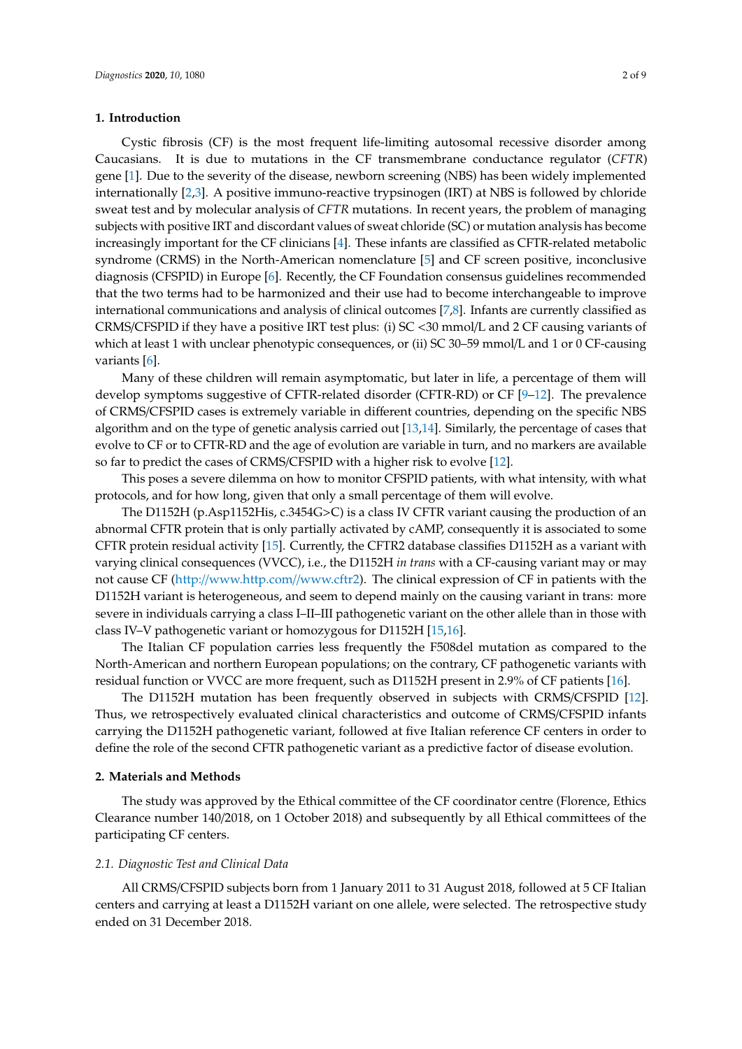## 1. Introduction

Cystic fibrosis (CF) is the most frequent life-limiting autosomal recessive disorder among Caucasians. It is due to mutations in the CF transmembrane conductance regulator (*CFTR*) gene [1]. Due to the severity of the disease, newborn screening (NBS) has been widely implemented internationally [2,3]. A positive immuno-reactive trypsinogen (IRT) at NBS is followed by chloride sweat test and by molecular analysis of *CFTR* mutations. In recent years, the problem of managing subjects with positive IRT and discordant values of sweat chloride (SC) or mutation analysis has become increasingly important for the CF clinicians [4]. These infants are classified as CFTR-related metabolic syndrome (CRMS) in the North-American nomenclature [5] and CF screen positive, inconclusive diagnosis (CFSPID) in Europe [6]. Recently, the CF Foundation consensus guidelines recommended that the two terms had to be harmonized and their use had to become interchangeable to improve international communications and analysis of clinical outcomes [7,8]. Infants are currently classified as CRMS/CFSPID if they have a positive IRT test plus: (i) SC <30 mmol/L and 2 CF causing variants of which at least 1 with unclear phenotypic consequences, or (ii) SC 30–59 mmol/L and 1 or 0 CF-causing variants [6].

Many of these children will remain asymptomatic, but later in life, a percentage of them will develop symptoms suggestive of CFTR-related disorder (CFTR-RD) or CF [9–12]. The prevalence of CRMS/CFSPID cases is extremely variable in different countries, depending on the specific NBS algorithm and on the type of genetic analysis carried out [13,14]. Similarly, the percentage of cases that evolve to CF or to CFTR-RD and the age of evolution are variable in turn, and no markers are available so far to predict the cases of CRMS/CFSPID with a higher risk to evolve [12].

This poses a severe dilemma on how to monitor CFSPID patients, with what intensity, with what protocols, and for how long, given that only a small percentage of them will evolve.

The D1152H (p.Asp1152His, c.3454G>C) is a class IV CFTR variant causing the production of an abnormal CFTR protein that is only partially activated by cAMP, consequently it is associated to some CFTR protein residual activity [15]. Currently, the CFTR2 database classifies D1152H as a variant with varying clinical consequences (VVCC), i.e., the D1152H *in trans* with a CF-causing variant may or may not cause CF (http://www.http.com//www.cftr2). The clinical expression of CF in patients with the D1152H variant is heterogeneous, and seem to depend mainly on the causing variant in trans: more severe in individuals carrying a class I–II–III pathogenetic variant on the other allele than in those with class IV–V pathogenetic variant or homozygous for D1152H [15,16].

The Italian CF population carries less frequently the F508del mutation as compared to the North-American and northern European populations; on the contrary, CF pathogenetic variants with residual function or VVCC are more frequent, such as D1152H present in 2.9% of CF patients [16].

The D1152H mutation has been frequently observed in subjects with CRMS/CFSPID [12]. Thus, we retrospectively evaluated clinical characteristics and outcome of CRMS/CFSPID infants carrying the D1152H pathogenetic variant, followed at five Italian reference CF centers in order to define the role of the second CFTR pathogenetic variant as a predictive factor of disease evolution.

## 2. Materials and Methods

The study was approved by the Ethical committee of the CF coordinator centre (Florence, Ethics Clearance number 140/2018, on 1 October 2018) and subsequently by all Ethical committees of the participating CF centers.

### 2.1. Diagnostic Test and Clinical Data

All CRMS/CFSPID subjects born from 1 January 2011 to 31 August 2018, followed at 5 CF Italian centers and carrying at least a D1152H variant on one allele, were selected. The retrospective study ended on 31 December 2018.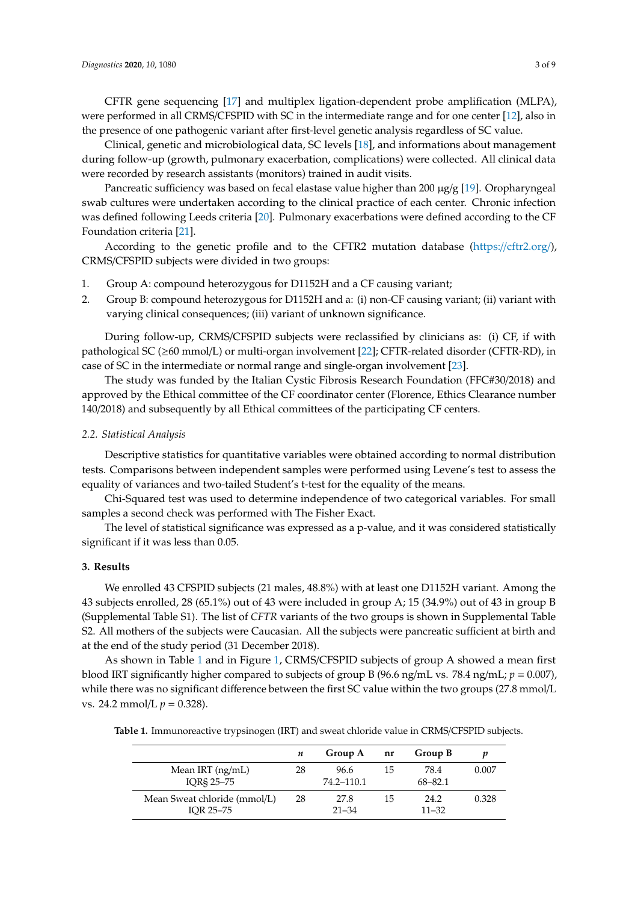CFTR gene sequencing [17] and multiplex ligation-dependent probe amplification (MLPA), were performed in all CRMS/CFSPID with SC in the intermediate range and for one center [12], also in the presence of one pathogenic variant after first-level genetic analysis regardless of SC value.

Clinical, genetic and microbiological data, SC levels [18], and informations about management during follow-up (growth, pulmonary exacerbation, complications) were collected. All clinical data were recorded by research assistants (monitors) trained in audit visits.

Pancreatic sufficiency was based on fecal elastase value higher than 200 μg/g [19]. Oropharyngeal swab cultures were undertaken according to the clinical practice of each center. Chronic infection was defined following Leeds criteria [20]. Pulmonary exacerbations were defined according to the CF Foundation criteria [21].

According to the genetic profile and to the CFTR2 mutation database (https://cftr2.org/), CRMS/CFSPID subjects were divided in two groups:

1. Group A: compound heterozygous for D1152H and a CF causing variant;
2. Group B: compound heterozygous for D1152H and a: (i) non-CF causing variant; (ii) variant with varying clinical consequences; (iii) variant of unknown significance.

During follow-up, CRMS/CFSPID subjects were reclassified by clinicians as: (i) CF, if with pathological SC (≥60 mmol/L) or multi-organ involvement [22]; CFTR-related disorder (CFTR-RD), in case of SC in the intermediate or normal range and single-organ involvement [23].

The study was funded by the Italian Cystic Fibrosis Research Foundation (FFC#30/2018) and approved by the Ethical committee of the CF coordinator center (Florence, Ethics Clearance number 140/2018) and subsequently by all Ethical committees of the participating CF centers.

### 2.2. Statistical Analysis

Descriptive statistics for quantitative variables were obtained according to normal distribution tests. Comparisons between independent samples were performed using Levene's test to assess the equality of variances and two-tailed Student's t-test for the equality of the means.

Chi-Squared test was used to determine independence of two categorical variables. For small samples a second check was performed with The Fisher Exact.

The level of statistical significance was expressed as a p-value, and it was considered statistically significant if it was less than 0.05.

## 3. Results

We enrolled 43 CFSPID subjects (21 males, 48.8%) with at least one D1152H variant. Among the 43 subjects enrolled, 28 (65.1%) out of 43 were included in group A; 15 (34.9%) out of 43 in group B (Supplemental Table S1). The list of *CFTR* variants of the two groups is shown in Supplemental Table S2. All mothers of the subjects were Caucasian. All the subjects were pancreatic sufficient at birth and at the end of the study period (31 December 2018).

As shown in Table 1 and in Figure 1, CRMS/CFSPID subjects of group A showed a mean first blood IRT significantly higher compared to subjects of group B (96.6 ng/mL vs. 78.4 ng/mL; $p = 0.007$), while there was no significant difference between the first SC value within the two groups (27.8 mmol/L vs. 24.2 mmol/L $p = 0.328$).

**Table 1.** Immunoreactive trypsinogen (IRT) and sweat chloride value in CRMS/CFSPID subjects.

| | *n* | Group A | nr | Group B | *p* |
|---|---|---|---|---|---|
| Mean IRT (ng/mL)<br>IQR§ 25–75 | 28 | 96.6<br>74.2–110.1 | 15 | 78.4<br>68–82.1 | 0.007 |
| Mean Sweat chloride (mmol/L)<br>IQR 25–75 | 28 | 27.8<br>21–34 | 15 | 24.2<br>11–32 | 0.328 |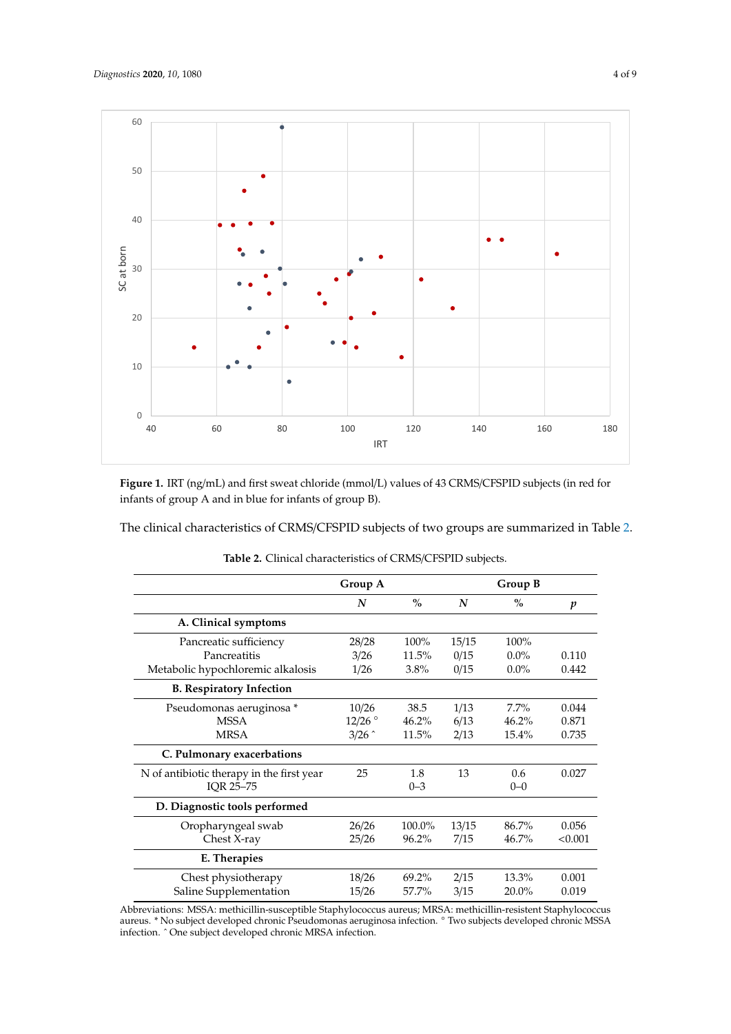**Figure 1.** IRT (ng/mL) and first sweat chloride (mmol/L) values of 43 CRMS/CFSPID subjects (in red for infants of group A and in blue for infants of group B).

The clinical characteristics of CRMS/CFSPID subjects of two groups are summarized in Table 2.

**Table 2.** Clinical characteristics of CRMS/CFSPID subjects.

| | Group A | | Group B | | |
|---|---|---|---|---|---|
| | *N* | % | *N* | % | *p* |
| **A. Clinical symptoms** | | | | | |
| Pancreatic sufficiency | 28/28 | 100% | 15/15 | 100% | |
| Pancreatitis | 3/26 | 11.5% | 0/15 | 0.0% | 0.110 |
| Metabolic hypochloremic alkalosis | 1/26 | 3.8% | 0/15 | 0.0% | 0.442 |
| **B. Respiratory Infection** | | | | | |
| Pseudomonas aeruginosa * | 10/26 | 38.5 | 1/13 | 7.7% | 0.044 |
| MSSA | 12/26 ° | 46.2% | 6/13 | 46.2% | 0.871 |
| MRSA | 3/26 ^ | 11.5% | 2/13 | 15.4% | 0.735 |
| **C. Pulmonary exacerbations** | | | | | |
| N of antibiotic therapy in the first year IQR 25–75 | 25 | 1.8 0–3 | 13 | 0.6 0–0 | 0.027 |
| **D. Diagnostic tools performed** | | | | | |
| Oropharyngeal swab | 26/26 | 100.0% | 13/15 | 86.7% | 0.056 |
| Chest X-ray | 25/26 | 96.2% | 7/15 | 46.7% | <0.001 |
| **E. Therapies** | | | | | |
| Chest physiotherapy | 18/26 | 69.2% | 2/15 | 13.3% | 0.001 |
| Saline Supplementation | 15/26 | 57.7% | 3/15 | 20.0% | 0.019 |

Abbreviations: MSSA: methicillin-susceptible Staphylococcus aureus; MRSA: methicillin-resistent Staphylococcus aureus. * No subject developed chronic Pseudomonas aeruginosa infection. ° Two subjects developed chronic MSSA infection. ^ One subject developed chronic MRSA infection.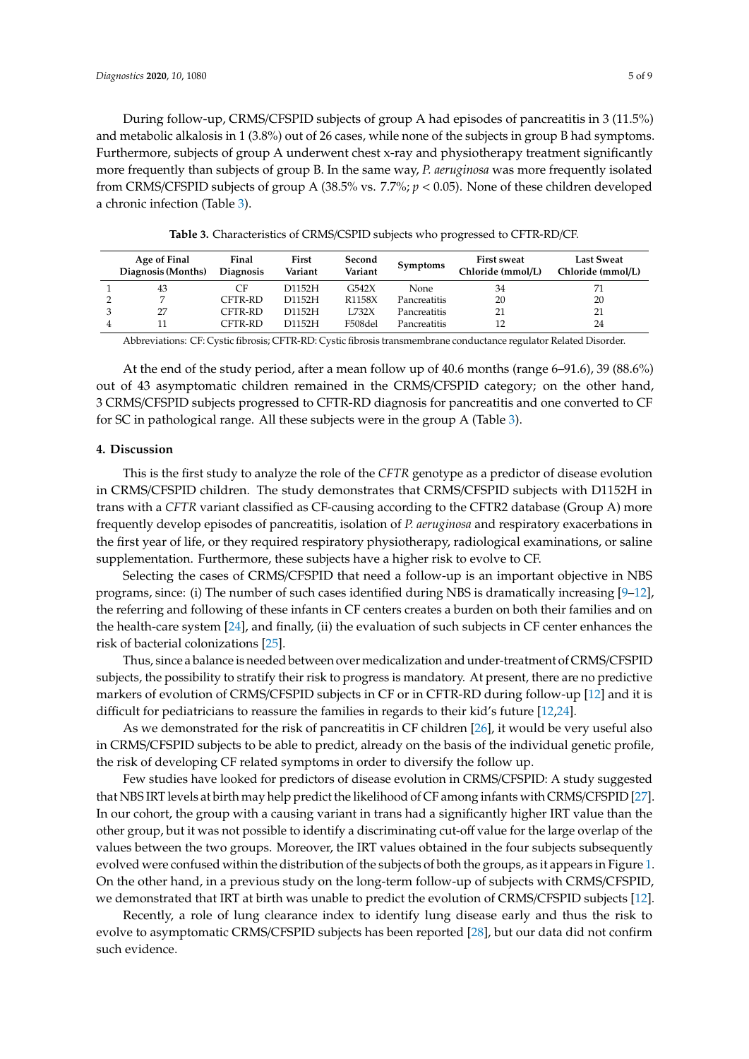During follow-up, CRMS/CFSPID subjects of group A had episodes of pancreatitis in 3 (11.5%) and metabolic alkalosis in 1 (3.8%) out of 26 cases, while none of the subjects in group B had symptoms. Furthermore, subjects of group A underwent chest x-ray and physiotherapy treatment significantly more frequently than subjects of group B. In the same way, *P. aeruginosa* was more frequently isolated from CRMS/CFSPID subjects of group A (38.5% vs. 7.7%; $p < 0.05$). None of these children developed a chronic infection (Table 3).

**Table 3.** Characteristics of CRMS/CSPID subjects who progressed to CFTR-RD/CF.

| | Age of Final Diagnosis (Months) | Final Diagnosis | First Variant | Second Variant | Symptoms | First sweat Chloride (mmol/L) | Last Sweat Chloride (mmol/L) |
|---|---|---|---|---|---|---|---|
| 1 | 43 | CF | D1152H | G542X | None | 34 | 71 |
| 2 | 7 | CFTR-RD | D1152H | R1158X | Pancreatitis | 20 | 20 |
| 3 | 27 | CFTR-RD | D1152H | L732X | Pancreatitis | 21 | 21 |
| 4 | 11 | CFTR-RD | D1152H | F508del | Pancreatitis | 12 | 24 |

Abbreviations: CF: Cystic fibrosis; CFTR-RD: Cystic fibrosis transmembrane conductance regulator Related Disorder.

At the end of the study period, after a mean follow up of 40.6 months (range 6–91.6), 39 (88.6%) out of 43 asymptomatic children remained in the CRMS/CFSPID category; on the other hand, 3 CRMS/CFSPID subjects progressed to CFTR-RD diagnosis for pancreatitis and one converted to CF for SC in pathological range. All these subjects were in the group A (Table 3).

## 4. Discussion

This is the first study to analyze the role of the *CFTR* genotype as a predictor of disease evolution in CRMS/CFSPID children. The study demonstrates that CRMS/CFSPID subjects with D1152H in trans with a *CFTR* variant classified as CF-causing according to the CFTR2 database (Group A) more frequently develop episodes of pancreatitis, isolation of *P. aeruginosa* and respiratory exacerbations in the first year of life, or they required respiratory physiotherapy, radiological examinations, or saline supplementation. Furthermore, these subjects have a higher risk to evolve to CF.

Selecting the cases of CRMS/CFSPID that need a follow-up is an important objective in NBS programs, since: (i) The number of such cases identified during NBS is dramatically increasing [9–12], the referring and following of these infants in CF centers creates a burden on both their families and on the health-care system [24], and finally, (ii) the evaluation of such subjects in CF center enhances the risk of bacterial colonizations [25].

Thus, since a balance is needed between over medicalization and under-treatment of CRMS/CFSPID subjects, the possibility to stratify their risk to progress is mandatory. At present, there are no predictive markers of evolution of CRMS/CFSPID subjects in CF or in CFTR-RD during follow-up [12] and it is difficult for pediatricians to reassure the families in regards to their kid's future [12,24].

As we demonstrated for the risk of pancreatitis in CF children [26], it would be very useful also in CRMS/CFSPID subjects to be able to predict, already on the basis of the individual genetic profile, the risk of developing CF related symptoms in order to diversify the follow up.

Few studies have looked for predictors of disease evolution in CRMS/CFSPID: A study suggested that NBS IRT levels at birth may help predict the likelihood of CF among infants with CRMS/CFSPID [27]. In our cohort, the group with a causing variant in trans had a significantly higher IRT value than the other group, but it was not possible to identify a discriminating cut-off value for the large overlap of the values between the two groups. Moreover, the IRT values obtained in the four subjects subsequently evolved were confused within the distribution of the subjects of both the groups, as it appears in Figure 1. On the other hand, in a previous study on the long-term follow-up of subjects with CRMS/CFSPID, we demonstrated that IRT at birth was unable to predict the evolution of CRMS/CFSPID subjects [12].

Recently, a role of lung clearance index to identify lung disease early and thus the risk to evolve to asymptomatic CRMS/CFSPID subjects has been reported [28], but our data did not confirm such evidence.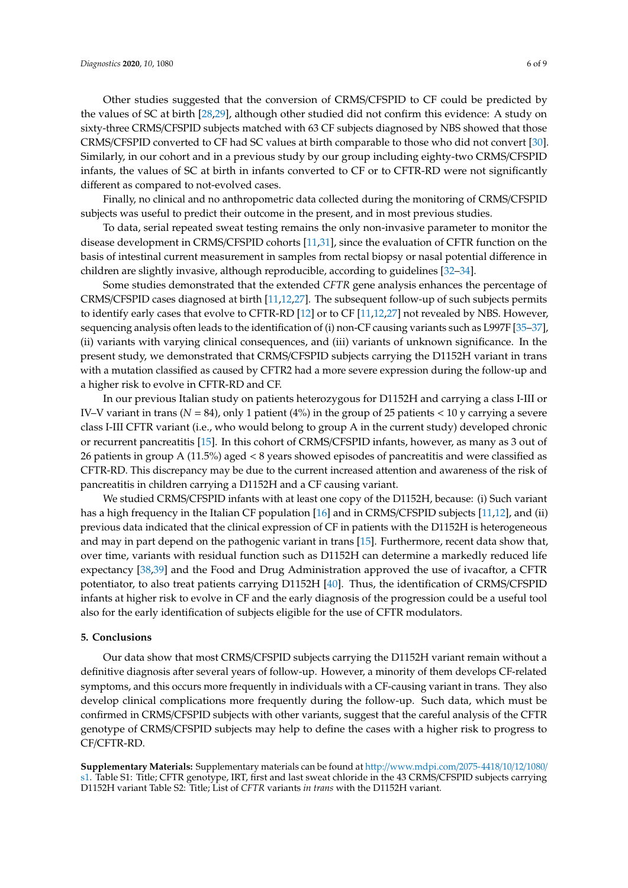Other studies suggested that the conversion of CRMS/CFSPID to CF could be predicted by the values of SC at birth [28,29], although other studied did not confirm this evidence: A study on sixty-three CRMS/CFSPID subjects matched with 63 CF subjects diagnosed by NBS showed that those CRMS/CFSPID converted to CF had SC values at birth comparable to those who did not convert [30]. Similarly, in our cohort and in a previous study by our group including eighty-two CRMS/CFSPID infants, the values of SC at birth in infants converted to CF or to CFTR-RD were not significantly different as compared to not-evolved cases.

Finally, no clinical and no anthropometric data collected during the monitoring of CRMS/CFSPID subjects was useful to predict their outcome in the present, and in most previous studies.

To data, serial repeated sweat testing remains the only non-invasive parameter to monitor the disease development in CRMS/CFSPID cohorts [11,31], since the evaluation of CFTR function on the basis of intestinal current measurement in samples from rectal biopsy or nasal potential difference in children are slightly invasive, although reproducible, according to guidelines [32–34].

Some studies demonstrated that the extended *CFTR* gene analysis enhances the percentage of CRMS/CFSPID cases diagnosed at birth [11,12,27]. The subsequent follow-up of such subjects permits to identify early cases that evolve to CFTR-RD [12] or to CF [11,12,27] not revealed by NBS. However, sequencing analysis often leads to the identification of (i) non-CF causing variants such as L997F [35–37], (ii) variants with varying clinical consequences, and (iii) variants of unknown significance. In the present study, we demonstrated that CRMS/CFSPID subjects carrying the D1152H variant in trans with a mutation classified as caused by CFTR2 had a more severe expression during the follow-up and a higher risk to evolve in CFTR-RD and CF.

In our previous Italian study on patients heterozygous for D1152H and carrying a class I-III or IV–V variant in trans ($N = 84$), only 1 patient (4%) in the group of 25 patients < 10 y carrying a severe class I-III CFTR variant (i.e., who would belong to group A in the current study) developed chronic or recurrent pancreatitis [15]. In this cohort of CRMS/CFSPID infants, however, as many as 3 out of 26 patients in group A (11.5%) aged < 8 years showed episodes of pancreatitis and were classified as CFTR-RD. This discrepancy may be due to the current increased attention and awareness of the risk of pancreatitis in children carrying a D1152H and a CF causing variant.

We studied CRMS/CFSPID infants with at least one copy of the D1152H, because: (i) Such variant has a high frequency in the Italian CF population [16] and in CRMS/CFSPID subjects [11,12], and (ii) previous data indicated that the clinical expression of CF in patients with the D1152H is heterogeneous and may in part depend on the pathogenic variant in trans [15]. Furthermore, recent data show that, over time, variants with residual function such as D1152H can determine a markedly reduced life expectancy [38,39] and the Food and Drug Administration approved the use of ivacaftor, a CFTR potentiator, to also treat patients carrying D1152H [40]. Thus, the identification of CRMS/CFSPID infants at higher risk to evolve in CF and the early diagnosis of the progression could be a useful tool also for the early identification of subjects eligible for the use of CFTR modulators.

## 5. Conclusions

Our data show that most CRMS/CFSPID subjects carrying the D1152H variant remain without a definitive diagnosis after several years of follow-up. However, a minority of them develops CF-related symptoms, and this occurs more frequently in individuals with a CF-causing variant in trans. They also develop clinical complications more frequently during the follow-up. Such data, which must be confirmed in CRMS/CFSPID subjects with other variants, suggest that the careful analysis of the CFTR genotype of CRMS/CFSPID subjects may help to define the cases with a higher risk to progress to CF/CFTR-RD.

**Supplementary Materials:** Supplementary materials can be found at http://www.mdpi.com/2075-4418/10/12/1080/s1. Table S1: Title; CFTR genotype, IRT, first and last sweat chloride in the 43 CRMS/CFSPID subjects carrying D1152H variant Table S2: Title; List of *CFTR* variants *in trans* with the D1152H variant.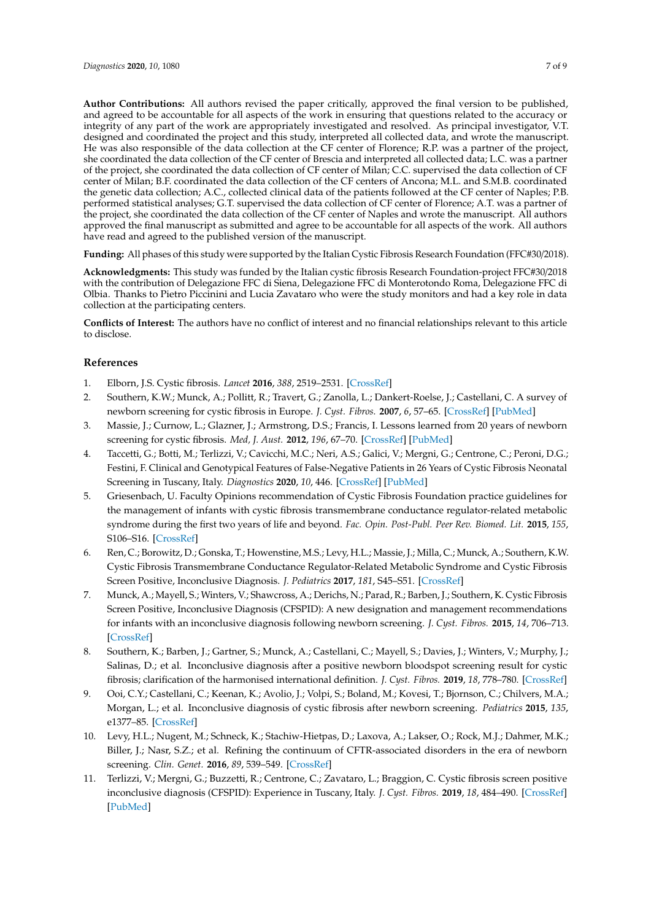**Author Contributions:** All authors revised the paper critically, approved the final version to be published, and agreed to be accountable for all aspects of the work in ensuring that questions related to the accuracy or integrity of any part of the work are appropriately investigated and resolved. As principal investigator, V.T. designed and coordinated the project and this study, interpreted all collected data, and wrote the manuscript. He was also responsible of the data collection at the CF center of Florence; R.P. was a partner of the project, she coordinated the data collection of the CF center of Brescia and interpreted all collected data; L.C. was a partner of the project, she coordinated the data collection of CF center of Milan; C.C. supervised the data collection of CF center of Milan; B.F. coordinated the data collection of the CF centers of Ancona; M.L. and S.M.B. coordinated the genetic data collection; A.C., collected clinical data of the patients followed at the CF center of Naples; P.B. performed statistical analyses; G.T. supervised the data collection of CF center of Florence; A.T. was a partner of the project, she coordinated the data collection of the CF center of Naples and wrote the manuscript. All authors approved the final manuscript as submitted and agree to be accountable for all aspects of the work. All authors have read and agreed to the published version of the manuscript.

**Funding:** All phases of this study were supported by the Italian Cystic Fibrosis Research Foundation (FFC#30/2018).

**Acknowledgments:** This study was funded by the Italian cystic fibrosis Research Foundation-project FFC#30/2018 with the contribution of Delegazione FFC di Siena, Delegazione FFC di Monterotondo Roma, Delegazione FFC di Olbia. Thanks to Pietro Piccinini and Lucia Zavataro who were the study monitors and had a key role in data collection at the participating centers.

**Conflicts of Interest:** The authors have no conflict of interest and no financial relationships relevant to this article to disclose.

## References

1. Elborn, J.S. Cystic fibrosis. *Lancet* **2016**, *388*, 2519–2531. [CrossRef]
2. Southern, K.W.; Munck, A.; Pollitt, R.; Travert, G.; Zanolla, L.; Dankert-Roelse, J.; Castellani, C. A survey of newborn screening for cystic fibrosis in Europe. *J. Cyst. Fibros.* **2007**, *6*, 57–65. [CrossRef] [PubMed]
3. Massie, J.; Curnow, L.; Glazner, J.; Armstrong, D.S.; Francis, I. Lessons learned from 20 years of newborn screening for cystic fibrosis. *Med, J. Aust.* **2012**, *196*, 67–70. [CrossRef] [PubMed]
4. Taccetti, G.; Botti, M.; Terlizzi, V.; Cavicchi, M.C.; Neri, A.S.; Galici, V.; Mergni, G.; Centrone, C.; Peroni, D.G.; Festini, F. Clinical and Genotypical Features of False-Negative Patients in 26 Years of Cystic Fibrosis Neonatal Screening in Tuscany, Italy. *Diagnostics* **2020**, *10*, 446. [CrossRef] [PubMed]
5. Griesenbach, U. Faculty Opinions recommendation of Cystic Fibrosis Foundation practice guidelines for the management of infants with cystic fibrosis transmembrane conductance regulator-related metabolic syndrome during the first two years of life and beyond. *Fac. Opin. Post-Publ. Peer Rev. Biomed. Lit.* **2015**, *155*, S106–S16. [CrossRef]
6. Ren, C.; Borowitz, D.; Gonska, T.; Howenstine, M.S.; Levy, H.L.; Massie, J.; Milla, C.; Munck, A.; Southern, K.W. Cystic Fibrosis Transmembrane Conductance Regulator-Related Metabolic Syndrome and Cystic Fibrosis Screen Positive, Inconclusive Diagnosis. *J. Pediatrics* **2017**, *181*, S45–S51. [CrossRef]
7. Munck, A.; Mayell, S.; Winters, V.; Shawcross, A.; Derichs, N.; Parad, R.; Barben, J.; Southern, K. Cystic Fibrosis Screen Positive, Inconclusive Diagnosis (CFSPID): A new designation and management recommendations for infants with an inconclusive diagnosis following newborn screening. *J. Cyst. Fibros.* **2015**, *14*, 706–713. [CrossRef]
8. Southern, K.; Barben, J.; Gartner, S.; Munck, A.; Castellani, C.; Mayell, S.; Davies, J.; Winters, V.; Murphy, J.; Salinas, D.; et al. Inconclusive diagnosis after a positive newborn bloodspot screening result for cystic fibrosis; clarification of the harmonised international definition. *J. Cyst. Fibros.* **2019**, *18*, 778–780. [CrossRef]
9. Ooi, C.Y.; Castellani, C.; Keenan, K.; Avolio, J.; Volpi, S.; Boland, M.; Kovesi, T.; Bjornson, C.; Chilvers, M.A.; Morgan, L.; et al. Inconclusive diagnosis of cystic fibrosis after newborn screening. *Pediatrics* **2015**, *135*, e1377–85. [CrossRef]
10. Levy, H.L.; Nugent, M.; Schneck, K.; Stachiw-Hietpas, D.; Laxova, A.; Lakser, O.; Rock, M.J.; Dahmer, M.K.; Biller, J.; Nasr, S.Z.; et al. Refining the continuum of CFTR-associated disorders in the era of newborn screening. *Clin. Genet.* **2016**, *89*, 539–549. [CrossRef]
11. Terlizzi, V.; Mergni, G.; Buzzetti, R.; Centrone, C.; Zavataro, L.; Braggion, C. Cystic fibrosis screen positive inconclusive diagnosis (CFSPID): Experience in Tuscany, Italy. *J. Cyst. Fibros.* **2019**, *18*, 484–490. [CrossRef] [PubMed]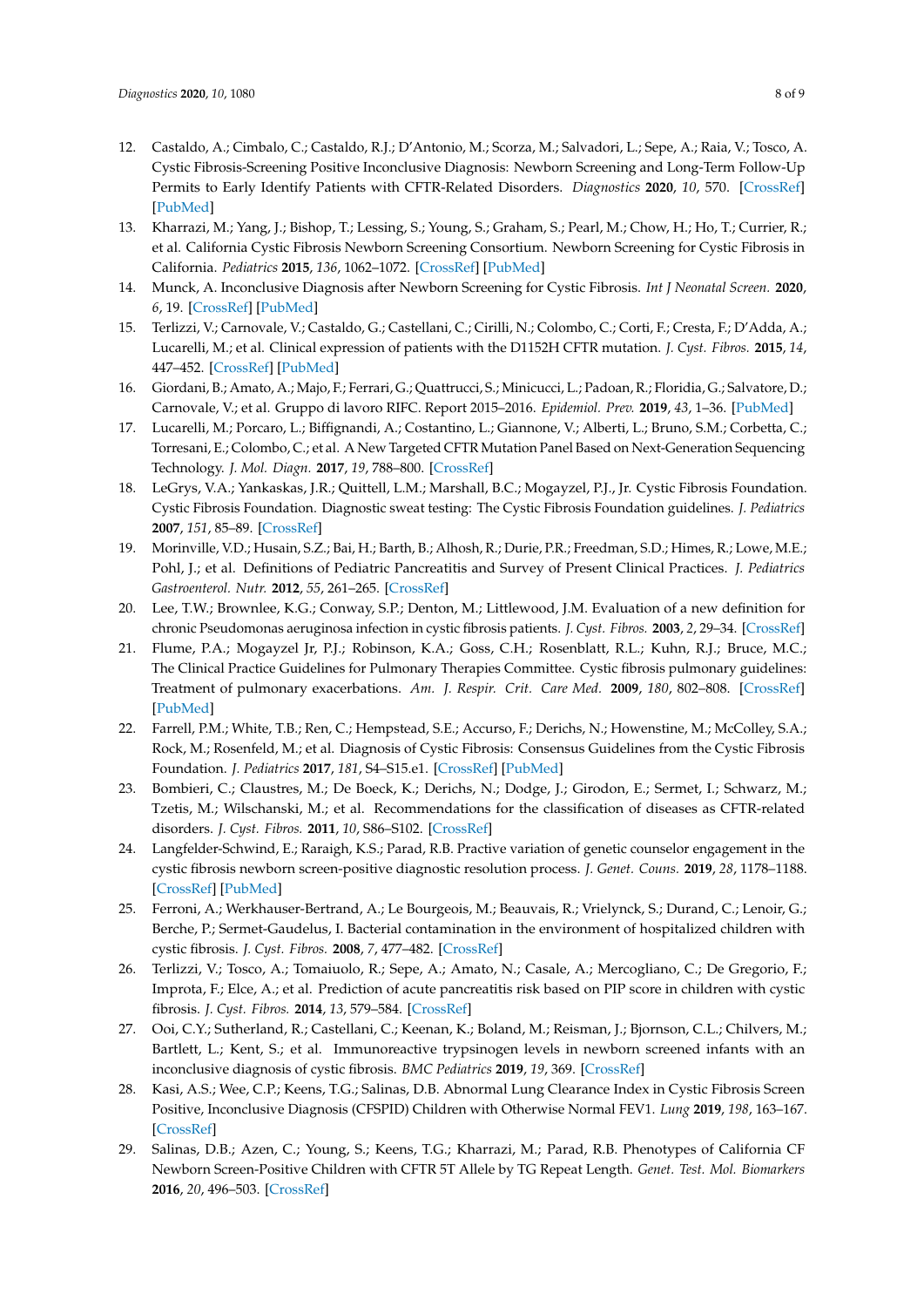12. Castaldo, A.; Cimbalo, C.; Castaldo, R.J.; D'Antonio, M.; Scorza, M.; Salvadori, L.; Sepe, A.; Raia, V.; Tosco, A. Cystic Fibrosis-Screening Positive Inconclusive Diagnosis: Newborn Screening and Long-Term Follow-Up Permits to Early Identify Patients with CFTR-Related Disorders. *Diagnostics* **2020**, *10*, 570. [CrossRef] [PubMed]
13. Kharrazi, M.; Yang, J.; Bishop, T.; Lessing, S.; Young, S.; Graham, S.; Pearl, M.; Chow, H.; Ho, T.; Currier, R.; et al. California Cystic Fibrosis Newborn Screening Consortium. Newborn Screening for Cystic Fibrosis in California. *Pediatrics* **2015**, *136*, 1062–1072. [CrossRef] [PubMed]
14. Munck, A. Inconclusive Diagnosis after Newborn Screening for Cystic Fibrosis. *Int J Neonatal Screen.* **2020**, *6*, 19. [CrossRef] [PubMed]
15. Terlizzi, V.; Carnovale, V.; Castaldo, G.; Castellani, C.; Cirilli, N.; Colombo, C.; Corti, F.; Cresta, F.; D'Adda, A.; Lucarelli, M.; et al. Clinical expression of patients with the D1152H CFTR mutation. *J. Cyst. Fibros.* **2015**, *14*, 447–452. [CrossRef] [PubMed]
16. Giordani, B.; Amato, A.; Majo, F.; Ferrari, G.; Quattrucci, S.; Minicucci, L.; Padoan, R.; Floridia, G.; Salvatore, D.; Carnovale, V.; et al. Gruppo di lavoro RIFC. Report 2015–2016. *Epidemiol. Prev.* **2019**, *43*, 1–36. [PubMed]
17. Lucarelli, M.; Porcaro, L.; Biffignandi, A.; Costantino, L.; Giannone, V.; Alberti, L.; Bruno, S.M.; Corbetta, C.; Torresani, E.; Colombo, C.; et al. A New Targeted CFTR Mutation Panel Based on Next-Generation Sequencing Technology. *J. Mol. Diagn.* **2017**, *19*, 788–800. [CrossRef]
18. LeGrys, V.A.; Yankaskas, J.R.; Quittell, L.M.; Marshall, B.C.; Mogayzel, P.J., Jr. Cystic Fibrosis Foundation. Cystic Fibrosis Foundation. Diagnostic sweat testing: The Cystic Fibrosis Foundation guidelines. *J. Pediatrics* **2007**, *151*, 85–89. [CrossRef]
19. Morinville, V.D.; Husain, S.Z.; Bai, H.; Barth, B.; Alhosh, R.; Durie, P.R.; Freedman, S.D.; Himes, R.; Lowe, M.E.; Pohl, J.; et al. Definitions of Pediatric Pancreatitis and Survey of Present Clinical Practices. *J. Pediatrics Gastroenterol. Nutr.* **2012**, *55*, 261–265. [CrossRef]
20. Lee, T.W.; Brownlee, K.G.; Conway, S.P.; Denton, M.; Littlewood, J.M. Evaluation of a new definition for chronic Pseudomonas aeruginosa infection in cystic fibrosis patients. *J. Cyst. Fibros.* **2003**, *2*, 29–34. [CrossRef]
21. Flume, P.A.; Mogayzel Jr, P.J.; Robinson, K.A.; Goss, C.H.; Rosenblatt, R.L.; Kuhn, R.J.; Bruce, M.C.; The Clinical Practice Guidelines for Pulmonary Therapies Committee. Cystic fibrosis pulmonary guidelines: Treatment of pulmonary exacerbations. *Am. J. Respir. Crit. Care Med.* **2009**, *180*, 802–808. [CrossRef] [PubMed]
22. Farrell, P.M.; White, T.B.; Ren, C.; Hempstead, S.E.; Accurso, F.; Derichs, N.; Howenstine, M.; McColley, S.A.; Rock, M.; Rosenfeld, M.; et al. Diagnosis of Cystic Fibrosis: Consensus Guidelines from the Cystic Fibrosis Foundation. *J. Pediatrics* **2017**, *181*, S4–S15.e1. [CrossRef] [PubMed]
23. Bombieri, C.; Claustres, M.; De Boeck, K.; Derichs, N.; Dodge, J.; Girodon, E.; Sermet, I.; Schwarz, M.; Tzetis, M.; Wilschanski, M.; et al. Recommendations for the classification of diseases as CFTR-related disorders. *J. Cyst. Fibros.* **2011**, *10*, S86–S102. [CrossRef]
24. Langfelder-Schwind, E.; Raraigh, K.S.; Parad, R.B. Practive variation of genetic counselor engagement in the cystic fibrosis newborn screen-positive diagnostic resolution process. *J. Genet. Couns.* **2019**, *28*, 1178–1188. [CrossRef] [PubMed]
25. Ferroni, A.; Werkhauser-Bertrand, A.; Le Bourgeois, M.; Beauvais, R.; Vrielynck, S.; Durand, C.; Lenoir, G.; Berche, P.; Sermet-Gaudelus, I. Bacterial contamination in the environment of hospitalized children with cystic fibrosis. *J. Cyst. Fibros.* **2008**, *7*, 477–482. [CrossRef]
26. Terlizzi, V.; Tosco, A.; Tomaiuolo, R.; Sepe, A.; Amato, N.; Casale, A.; Mercogliano, C.; De Gregorio, F.; Improta, F.; Elce, A.; et al. Prediction of acute pancreatitis risk based on PIP score in children with cystic fibrosis. *J. Cyst. Fibros.* **2014**, *13*, 579–584. [CrossRef]
27. Ooi, C.Y.; Sutherland, R.; Castellani, C.; Keenan, K.; Boland, M.; Reisman, J.; Bjornson, C.L.; Chilvers, M.; Bartlett, L.; Kent, S.; et al. Immunoreactive trypsinogen levels in newborn screened infants with an inconclusive diagnosis of cystic fibrosis. *BMC Pediatrics* **2019**, *19*, 369. [CrossRef]
28. Kasi, A.S.; Wee, C.P.; Keens, T.G.; Salinas, D.B. Abnormal Lung Clearance Index in Cystic Fibrosis Screen Positive, Inconclusive Diagnosis (CFSPID) Children with Otherwise Normal FEV1. *Lung* **2019**, *198*, 163–167. [CrossRef]
29. Salinas, D.B.; Azen, C.; Young, S.; Keens, T.G.; Kharrazi, M.; Parad, R.B. Phenotypes of California CF Newborn Screen-Positive Children with CFTR 5T Allele by TG Repeat Length. *Genet. Test. Mol. Biomarkers* **2016**, *20*, 496–503. [CrossRef]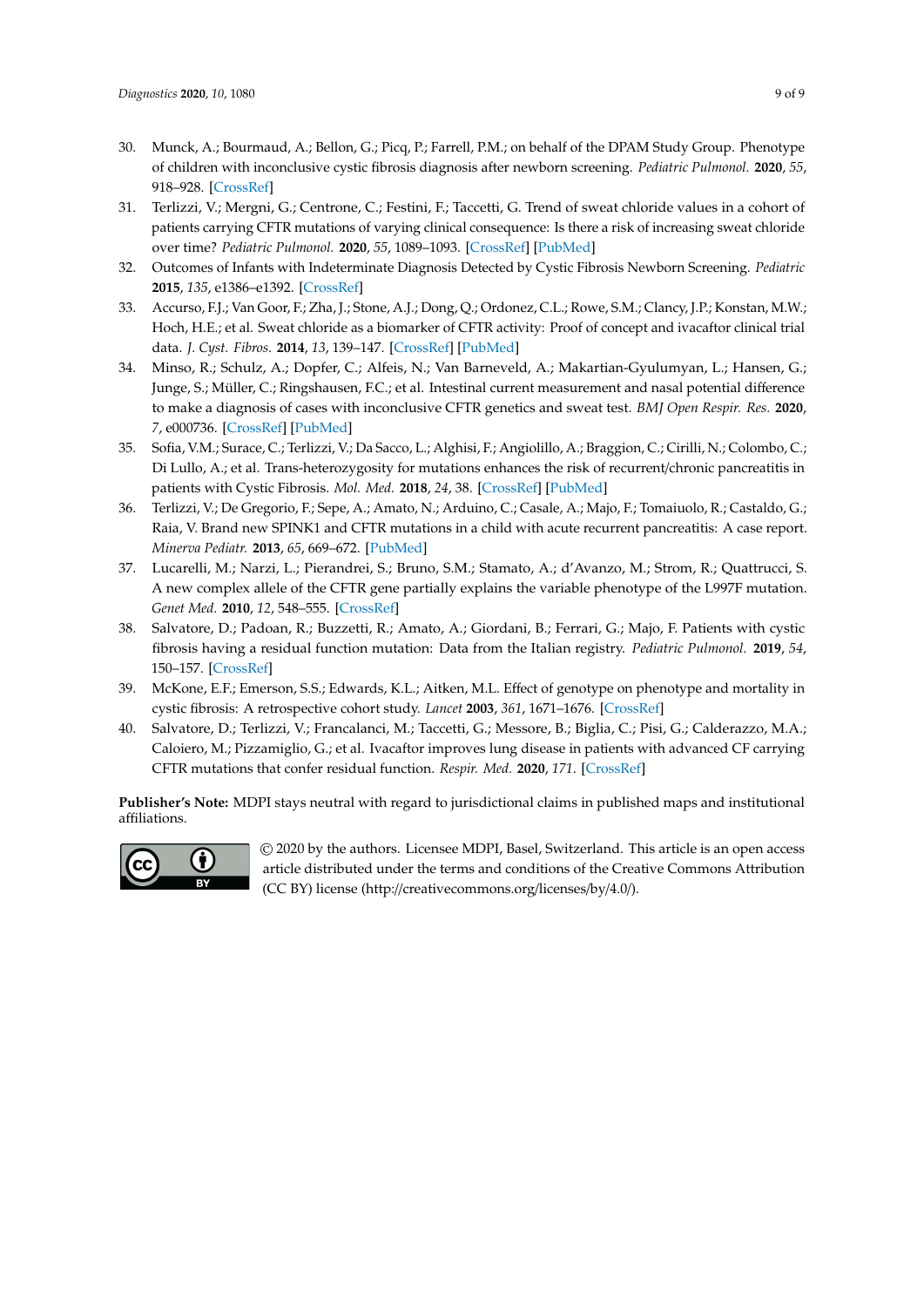30. Munck, A.; Bourmaud, A.; Bellon, G.; Picq, P.; Farrell, P.M.; on behalf of the DPAM Study Group. Phenotype of children with inconclusive cystic fibrosis diagnosis after newborn screening. *Pediatric Pulmonol.* **2020**, *55*, 918–928. [CrossRef]
31. Terlizzi, V.; Mergni, G.; Centrone, C.; Festini, F.; Taccetti, G. Trend of sweat chloride values in a cohort of patients carrying CFTR mutations of varying clinical consequence: Is there a risk of increasing sweat chloride over time? *Pediatric Pulmonol.* **2020**, *55*, 1089–1093. [CrossRef] [PubMed]
32. Outcomes of Infants with Indeterminate Diagnosis Detected by Cystic Fibrosis Newborn Screening. *Pediatric* **2015**, *135*, e1386–e1392. [CrossRef]
33. Accurso, F.J.; Van Goor, F.; Zha, J.; Stone, A.J.; Dong, Q.; Ordonez, C.L.; Rowe, S.M.; Clancy, J.P.; Konstan, M.W.; Hoch, H.E.; et al. Sweat chloride as a biomarker of CFTR activity: Proof of concept and ivacaftor clinical trial data. *J. Cyst. Fibros.* **2014**, *13*, 139–147. [CrossRef] [PubMed]
34. Minso, R.; Schulz, A.; Dopfer, C.; Alfeis, N.; Van Barneveld, A.; Makartian-Gyulumyan, L.; Hansen, G.; Junge, S.; Müller, C.; Ringshausen, F.C.; et al. Intestinal current measurement and nasal potential difference to make a diagnosis of cases with inconclusive CFTR genetics and sweat test. *BMJ Open Respir. Res.* **2020**, *7*, e000736. [CrossRef] [PubMed]
35. Sofia, V.M.; Surace, C.; Terlizzi, V.; Da Sacco, L.; Alghisi, F.; Angiolillo, A.; Braggion, C.; Cirilli, N.; Colombo, C.; Di Lullo, A.; et al. Trans-heterozygosity for mutations enhances the risk of recurrent/chronic pancreatitis in patients with Cystic Fibrosis. *Mol. Med.* **2018**, *24*, 38. [CrossRef] [PubMed]
36. Terlizzi, V.; De Gregorio, F.; Sepe, A.; Amato, N.; Arduino, C.; Casale, A.; Majo, F.; Tomaiuolo, R.; Castaldo, G.; Raia, V. Brand new SPINK1 and CFTR mutations in a child with acute recurrent pancreatitis: A case report. *Minerva Pediatr.* **2013**, *65*, 669–672. [PubMed]
37. Lucarelli, M.; Narzi, L.; Pierandrei, S.; Bruno, S.M.; Stamato, A.; d'Avanzo, M.; Strom, R.; Quattrucci, S. A new complex allele of the CFTR gene partially explains the variable phenotype of the L997F mutation. *Genet Med.* **2010**, *12*, 548–555. [CrossRef]
38. Salvatore, D.; Padoan, R.; Buzzetti, R.; Amato, A.; Giordani, B.; Ferrari, G.; Majo, F. Patients with cystic fibrosis having a residual function mutation: Data from the Italian registry. *Pediatric Pulmonol.* **2019**, *54*, 150–157. [CrossRef]
39. McKone, E.F.; Emerson, S.S.; Edwards, K.L.; Aitken, M.L. Effect of genotype on phenotype and mortality in cystic fibrosis: A retrospective cohort study. *Lancet* **2003**, *361*, 1671–1676. [CrossRef]
40. Salvatore, D.; Terlizzi, V.; Francalanci, M.; Taccetti, G.; Messore, B.; Biglia, C.; Pisi, G.; Calderazzo, M.A.; Caloiero, M.; Pizzamiglio, G.; et al. Ivacaftor improves lung disease in patients with advanced CF carrying CFTR mutations that confer residual function. *Respir. Med.* **2020**, *171*. [CrossRef]

**Publisher's Note:** MDPI stays neutral with regard to jurisdictional claims in published maps and institutional affiliations.

© 2020 by the authors. Licensee MDPI, Basel, Switzerland. This article is an open access article distributed under the terms and conditions of the Creative Commons Attribution (CC BY) license (http://creativecommons.org/licenses/by/4.0/).